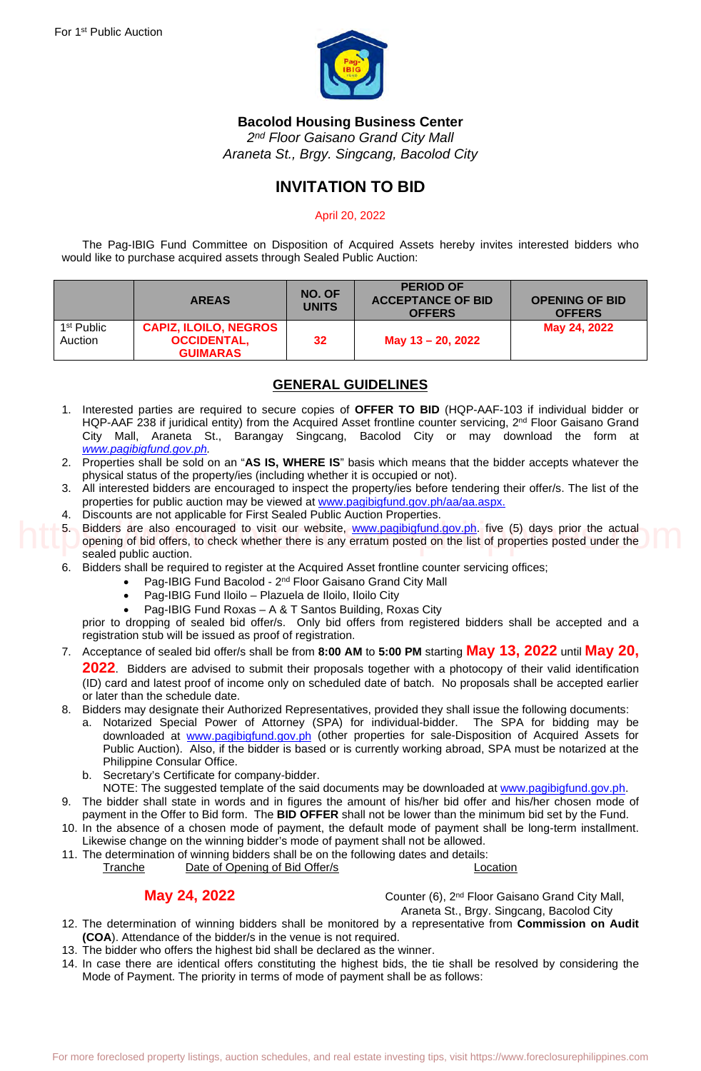For 1st Public Auction

**Bacolod Housing Business Center**
*2nd Floor Gaisano Grand City Mall*
*Araneta St., Brgy. Singcang, Bacolod City*

# INVITATION TO BID

April 20, 2022

The Pag-IBIG Fund Committee on Disposition of Acquired Assets hereby invites interested bidders who would like to purchase acquired assets through Sealed Public Auction:

| | AREAS | NO. OF UNITS | PERIOD OF ACCEPTANCE OF BID OFFERS | OPENING OF BID OFFERS |
|---|---|---|---|---|
| 1st Public Auction | **CAPIZ, ILOILO, NEGROS OCCIDENTAL, GUIMARAS** | **32** | **May 13 – 20, 2022** | **May 24, 2022** |

## GENERAL GUIDELINES

1. Interested parties are required to secure copies of **OFFER TO BID** (HQP-AAF-103 if individual bidder or HQP-AAF 238 if juridical entity) from the Acquired Asset frontline counter servicing, 2nd Floor Gaisano Grand City Mall, Araneta St., Barangay Singcang, Bacolod City or may download the form at *www.pagibigfund.gov.ph.*
2. Properties shall be sold on an "**AS IS, WHERE IS**" basis which means that the bidder accepts whatever the physical status of the property/ies (including whether it is occupied or not).
3. All interested bidders are encouraged to inspect the property/ies before tendering their offer/s. The list of the properties for public auction may be viewed at www.pagibigfund.gov.ph/aa/aa.aspx.
4. Discounts are not applicable for First Sealed Public Auction Properties.
5. Bidders are also encouraged to visit our website, www.pagibigfund.gov.ph. five (5) days prior the actual opening of bid offers, to check whether there is any erratum posted on the list of properties posted under the sealed public auction.
6. Bidders shall be required to register at the Acquired Asset frontline counter servicing offices;
   - Pag-IBIG Fund Bacolod - 2nd Floor Gaisano Grand City Mall
   - Pag-IBIG Fund Iloilo – Plazuela de Iloilo, Iloilo City
   - Pag-IBIG Fund Roxas – A & T Santos Building, Roxas City

   prior to dropping of sealed bid offer/s. Only bid offers from registered bidders shall be accepted and a registration stub will be issued as proof of registration.
7. Acceptance of sealed bid offer/s shall be from **8:00 AM** to **5:00 PM** starting **May 13, 2022** until **May 20, 2022**. Bidders are advised to submit their proposals together with a photocopy of their valid identification (ID) card and latest proof of income only on scheduled date of batch. No proposals shall be accepted earlier or later than the schedule date.
8. Bidders may designate their Authorized Representatives, provided they shall issue the following documents:
   a. Notarized Special Power of Attorney (SPA) for individual-bidder. The SPA for bidding may be downloaded at www.pagibigfund.gov.ph (other properties for sale-Disposition of Acquired Assets for Public Auction). Also, if the bidder is based or is currently working abroad, SPA must be notarized at the Philippine Consular Office.
   b. Secretary's Certificate for company-bidder.
   NOTE: The suggested template of the said documents may be downloaded at www.pagibigfund.gov.ph.
9. The bidder shall state in words and in figures the amount of his/her bid offer and his/her chosen mode of payment in the Offer to Bid form. The **BID OFFER** shall not be lower than the minimum bid set by the Fund.
10. In the absence of a chosen mode of payment, the default mode of payment shall be long-term installment. Likewise change on the winning bidder's mode of payment shall not be allowed.
11. The determination of winning bidders shall be on the following dates and details:

| Tranche | Date of Opening of Bid Offer/s | Location |
|---|---|---|
| | **May 24, 2022** | Counter (6), 2nd Floor Gaisano Grand City Mall, Araneta St., Brgy. Singcang, Bacolod City |

12. The determination of winning bidders shall be monitored by a representative from **Commission on Audit (COA)**. Attendance of the bidder/s in the venue is not required.
13. The bidder who offers the highest bid shall be declared as the winner.
14. In case there are identical offers constituting the highest bids, the tie shall be resolved by considering the Mode of Payment. The priority in terms of mode of payment shall be as follows: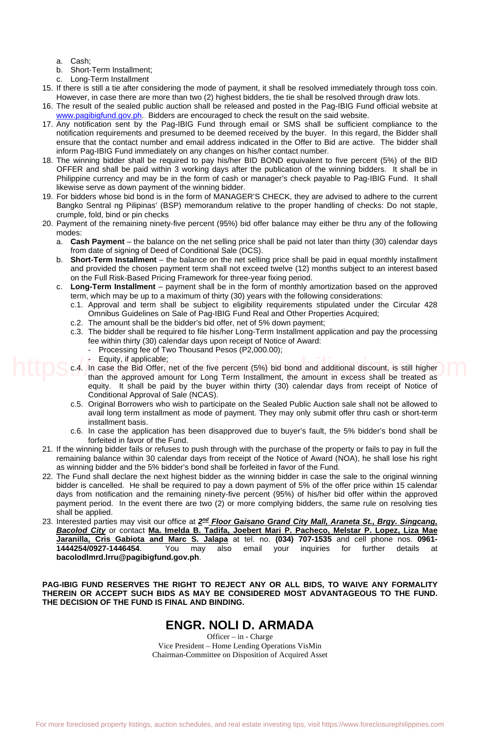a. Cash;
b. Short-Term Installment;
c. Long-Term Installment

15. If there is still a tie after considering the mode of payment, it shall be resolved immediately through toss coin. However, in case there are more than two (2) highest bidders, the tie shall be resolved through draw lots.
16. The result of the sealed public auction shall be released and posted in the Pag-IBIG Fund official website at [www.pagibigfund.gov.ph](http://www.pagibigfund.gov.ph). Bidders are encouraged to check the result on the said website.
17. Any notification sent by the Pag-IBIG Fund through email or SMS shall be sufficient compliance to the notification requirements and presumed to be deemed received by the buyer. In this regard, the Bidder shall ensure that the contact number and email address indicated in the Offer to Bid are active. The bidder shall inform Pag-IBIG Fund immediately on any changes on his/her contact number.
18. The winning bidder shall be required to pay his/her BID BOND equivalent to five percent (5%) of the BID OFFER and shall be paid within 3 working days after the publication of the winning bidders. It shall be in Philippine currency and may be in the form of cash or manager's check payable to Pag-IBIG Fund. It shall likewise serve as down payment of the winning bidder.
19. For bidders whose bid bond is in the form of MANAGER'S CHECK, they are advised to adhere to the current Bangko Sentral ng Pilipinas' (BSP) memorandum relative to the proper handling of checks: Do not staple, crumple, fold, bind or pin checks
20. Payment of the remaining ninety-five percent (95%) bid offer balance may either be thru any of the following modes:
    a. **Cash Payment** – the balance on the net selling price shall be paid not later than thirty (30) calendar days from date of signing of Deed of Conditional Sale (DCS).
    b. **Short-Term Installment** – the balance on the net selling price shall be paid in equal monthly installment and provided the chosen payment term shall not exceed twelve (12) months subject to an interest based on the Full Risk-Based Pricing Framework for three-year fixing period.
    c. **Long-Term Installment** – payment shall be in the form of monthly amortization based on the approved term, which may be up to a maximum of thirty (30) years with the following considerations:
       c.1. Approval and term shall be subject to eligibility requirements stipulated under the Circular 428 Omnibus Guidelines on Sale of Pag-IBIG Fund Real and Other Properties Acquired;
       c.2. The amount shall be the bidder's bid offer, net of 5% down payment;
       c.3. The bidder shall be required to file his/her Long-Term Installment application and pay the processing fee within thirty (30) calendar days upon receipt of Notice of Award:
          - Processing fee of Two Thousand Pesos (P2,000.00);
          - Equity, if applicable;
       
       c.4. In case the Bid Offer, net of the five percent (5%) bid bond and additional discount, is still higher than the approved amount for Long Term Installment, the amount in excess shall be treated as equity. It shall be paid by the buyer within thirty (30) calendar days from receipt of Notice of Conditional Approval of Sale (NCAS).
       c.5. Original Borrowers who wish to participate on the Sealed Public Auction sale shall not be allowed to avail long term installment as mode of payment. They may only submit offer thru cash or short-term installment basis.
       c.6. In case the application has been disapproved due to buyer's fault, the 5% bidder's bond shall be forfeited in favor of the Fund.
21. If the winning bidder fails or refuses to push through with the purchase of the property or fails to pay in full the remaining balance within 30 calendar days from receipt of the Notice of Award (NOA), he shall lose his right as winning bidder and the 5% bidder's bond shall be forfeited in favor of the Fund.
22. The Fund shall declare the next highest bidder as the winning bidder in case the sale to the original winning bidder is cancelled. He shall be required to pay a down payment of 5% of the offer price within 15 calendar days from notification and the remaining ninety-five percent (95%) of his/her bid offer within the approved payment period. In the event there are two (2) or more complying bidders, the same rule on resolving ties shall be applied.
23. Interested parties may visit our office at ***2nd Floor Gaisano Grand City Mall, Araneta St., Brgy. Singcang, Bacolod City*** or contact **Ma. Imelda B. Tadifa, Joebert Mari P. Pacheco, Melstar P. Lopez, Liza Mae Jaranilla, Cris Gabiota and Marc S. Jalapa** at tel. no. **(034) 707-1535** and cell phone nos. **0961-1444254/0927-1446454**. You may also email your inquiries for further details at **bacolodlmrd.lrru@pagibigfund.gov.ph**.

**PAG-IBIG FUND RESERVES THE RIGHT TO REJECT ANY OR ALL BIDS, TO WAIVE ANY FORMALITY THEREIN OR ACCEPT SUCH BIDS AS MAY BE CONSIDERED MOST ADVANTAGEOUS TO THE FUND. THE DECISION OF THE FUND IS FINAL AND BINDING.**

## ENGR. NOLI D. ARMADA

Officer – in - Charge
Vice President – Home Lending Operations VisMin
Chairman-Committee on Disposition of Acquired Asset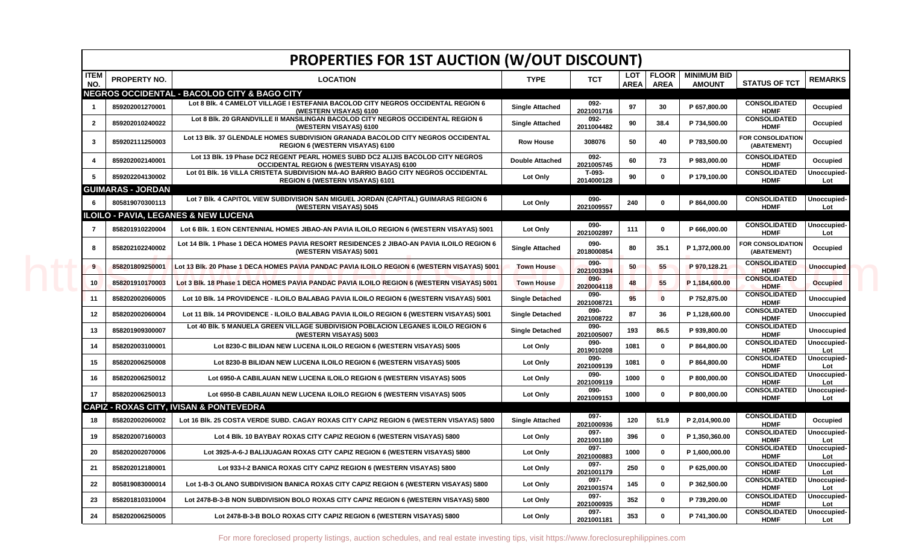# PROPERTIES FOR 1ST AUCTION (W/OUT DISCOUNT)

| ITEM NO. | PROPERTY NO. | LOCATION | TYPE | TCT | LOT AREA | FLOOR AREA | MINIMUM BID AMOUNT | STATUS OF TCT | REMARKS |
|---|---|---|---|---|---|---|---|---|---|
| **NEGROS OCCIDENTAL - BACOLOD CITY & BAGO CITY** | | | | | | | | | |
| 1 | 859202001270001 | Lot 8 Blk. 4 CAMELOT VILLAGE I ESTEFANIA BACOLOD CITY NEGROS OCCIDENTAL REGION 6 (WESTERN VISAYAS) 6100 | Single Attached | 092-2021001716 | 97 | 30 | P 657,800.00 | CONSOLIDATED HDMF | Occupied |
| 2 | 859202010240022 | Lot 8 Blk. 20 GRANDVILLE II MANSILINGAN BACOLOD CITY NEGROS OCCIDENTAL REGION 6 (WESTERN VISAYAS) 6100 | Single Attached | 092-2011004482 | 90 | 38.4 | P 734,500.00 | CONSOLIDATED HDMF | Occupied |
| 3 | 859202111250003 | Lot 13 Blk. 37 GLENDALE HOMES SUBDIVISION GRANADA BACOLOD CITY NEGROS OCCIDENTAL REGION 6 (WESTERN VISAYAS) 6100 | Row House | 308076 | 50 | 40 | P 783,500.00 | FOR CONSOLIDATION (ABATEMENT) | Occupied |
| 4 | 859202002140001 | Lot 13 Blk. 19 Phase DC2 REGENT PEARL HOMES SUBD DC2 ALIJIS BACOLOD CITY NEGROS OCCIDENTAL REGION 6 (WESTERN VISAYAS) 6100 | Double Attached | 092-2021005745 | 60 | 73 | P 983,000.00 | CONSOLIDATED HDMF | Occupied |
| 5 | 859202204130002 | Lot 01 Blk. 16 VILLA CRISTETA SUBDIVISION MA-AO BARRIO BAGO CITY NEGROS OCCIDENTAL REGION 6 (WESTERN VISAYAS) 6101 | Lot Only | T-093-2014000128 | 90 | 0 | P 179,100.00 | CONSOLIDATED HDMF | Unoccupied-Lot |
| **GUIMARAS - JORDAN** | | | | | | | | | |
| 6 | 805819070300113 | Lot 7 Blk. 4 CAPITOL VIEW SUBDIVISION SAN MIGUEL JORDAN (CAPITAL) GUIMARAS REGION 6 (WESTERN VISAYAS) 5045 | Lot Only | 090-2021009557 | 240 | 0 | P 864,000.00 | CONSOLIDATED HDMF | Unoccupied-Lot |
| **ILOILO - PAVIA, LEGANES & NEW LUCENA** | | | | | | | | | |
| 7 | 858201910220004 | Lot 6 Blk. 1 EON CENTENNIAL HOMES JIBAO-AN PAVIA ILOILO REGION 6 (WESTERN VISAYAS) 5001 | Lot Only | 090-2021002897 | 111 | 0 | P 666,000.00 | CONSOLIDATED HDMF | Unoccupied-Lot |
| 8 | 858202102240002 | Lot 14 Blk. 1 Phase 1 DECA HOMES PAVIA RESORT RESIDENCES 2 JIBAO-AN PAVIA ILOILO REGION 6 (WESTERN VISAYAS) 5001 | Single Attached | 090-2018000854 | 80 | 35.1 | P 1,372,000.00 | FOR CONSOLIDATION (ABATEMENT) | Occupied |
| 9 | 858201809250001 | Lot 13 Blk. 20 Phase 1 DECA HOMES PAVIA PANDAC PAVIA ILOILO REGION 6 (WESTERN VISAYAS) 5001 | Town House | 090-2021003394 | 50 | 55 | P 970,128.21 | CONSOLIDATED HDMF | Unoccupied |
| 10 | 858201910170003 | Lot 3 Blk. 18 Phase 1 DECA HOMES PAVIA PANDAC PAVIA ILOILO REGION 6 (WESTERN VISAYAS) 5001 | Town House | 090-2020004118 | 48 | 55 | P 1,184,600.00 | CONSOLIDATED HDMF | Occupied |
| 11 | 858202002060005 | Lot 10 Blk. 14 PROVIDENCE - ILOILO BALABAG PAVIA ILOILO REGION 6 (WESTERN VISAYAS) 5001 | Single Detached | 090-2021008721 | 95 | 0 | P 752,875.00 | CONSOLIDATED HDMF | Unoccupied |
| 12 | 858202002060004 | Lot 11 Blk. 14 PROVIDENCE - ILOILO BALABAG PAVIA ILOILO REGION 6 (WESTERN VISAYAS) 5001 | Single Detached | 090-2021008722 | 87 | 36 | P 1,128,600.00 | CONSOLIDATED HDMF | Unoccupied |
| 13 | 858201909300007 | Lot 40 Blk. 5 MANUELA GREEN VILLAGE SUBDIVISION POBLACION LEGANES ILOILO REGION 6 (WESTERN VISAYAS) 5003 | Single Detached | 090-2021005007 | 193 | 86.5 | P 939,800.00 | CONSOLIDATED HDMF | Unoccupied |
| 14 | 858202003100001 | Lot 8230-C BILIDAN NEW LUCENA ILOILO REGION 6 (WESTERN VISAYAS) 5005 | Lot Only | 090-2019010208 | 1081 | 0 | P 864,800.00 | CONSOLIDATED HDMF | Unoccupied-Lot |
| 15 | 858202006250008 | Lot 8230-B BILIDAN NEW LUCENA ILOILO REGION 6 (WESTERN VISAYAS) 5005 | Lot Only | 090-2021009139 | 1081 | 0 | P 864,800.00 | CONSOLIDATED HDMF | Unoccupied-Lot |
| 16 | 858202006250012 | Lot 6950-A CABILAUAN NEW LUCENA ILOILO REGION 6 (WESTERN VISAYAS) 5005 | Lot Only | 090-2021009119 | 1000 | 0 | P 800,000.00 | CONSOLIDATED HDMF | Unoccupied-Lot |
| 17 | 858202006250013 | Lot 6950-B CABILAUAN NEW LUCENA ILOILO REGION 6 (WESTERN VISAYAS) 5005 | Lot Only | 090-2021009153 | 1000 | 0 | P 800,000.00 | CONSOLIDATED HDMF | Unoccupied-Lot |
| **CAPIZ - ROXAS CITY, IVISAN & PONTEVEDRA** | | | | | | | | | |
| 18 | 858202002060002 | Lot 16 Blk. 25 COSTA VERDE SUBD. CAGAY ROXAS CITY CAPIZ REGION 6 (WESTERN VISAYAS) 5800 | Single Attached | 097-2021000936 | 120 | 51.9 | P 2,014,900.00 | CONSOLIDATED HDMF | Occupied |
| 19 | 858202007160003 | Lot 4 Blk. 10 BAYBAY ROXAS CITY CAPIZ REGION 6 (WESTERN VISAYAS) 5800 | Lot Only | 097-2021001180 | 396 | 0 | P 1,350,360.00 | CONSOLIDATED HDMF | Unoccupied-Lot |
| 20 | 858202002070006 | Lot 3925-A-6-J BALIJUAGAN ROXAS CITY CAPIZ REGION 6 (WESTERN VISAYAS) 5800 | Lot Only | 097-2021000883 | 1000 | 0 | P 1,600,000.00 | CONSOLIDATED HDMF | Unoccupied-Lot |
| 21 | 858202012180001 | Lot 933-I-2 BANICA ROXAS CITY CAPIZ REGION 6 (WESTERN VISAYAS) 5800 | Lot Only | 097-2021001179 | 250 | 0 | P 625,000.00 | CONSOLIDATED HDMF | Unoccupied-Lot |
| 22 | 805819083000014 | Lot 1-B-3 OLANO SUBDIVISION BANICA ROXAS CITY CAPIZ REGION 6 (WESTERN VISAYAS) 5800 | Lot Only | 097-2021001574 | 145 | 0 | P 362,500.00 | CONSOLIDATED HDMF | Unoccupied-Lot |
| 23 | 858201810310004 | Lot 2478-B-3-B NON SUBDIVISION BOLO ROXAS CITY CAPIZ REGION 6 (WESTERN VISAYAS) 5800 | Lot Only | 097-2021000935 | 352 | 0 | P 739,200.00 | CONSOLIDATED HDMF | Unoccupied-Lot |
| 24 | 858202006250005 | Lot 2478-B-3-B BOLO ROXAS CITY CAPIZ REGION 6 (WESTERN VISAYAS) 5800 | Lot Only | 097-2021001181 | 353 | 0 | P 741,300.00 | CONSOLIDATED HDMF | Unoccupied-Lot |

For more foreclosed property listings, auction schedules, and real estate investing tips, visit https://www.foreclosurephilippines.com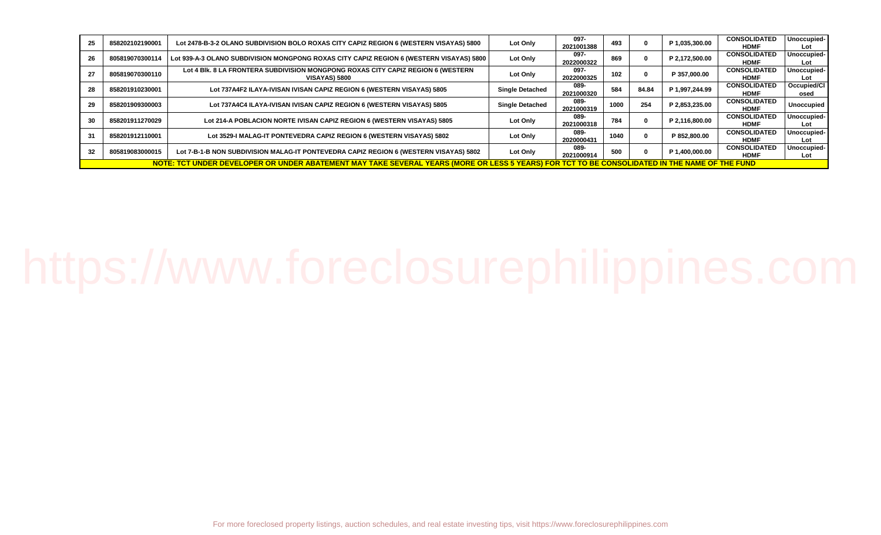| 25 | 858202102190001 | Lot 2478-B-3-2 OLANO SUBDIVISION BOLO ROXAS CITY CAPIZ REGION 6 (WESTERN VISAYAS) 5800 | Lot Only | 097-2021001388 | 493 | 0 | P 1,035,300.00 | CONSOLIDATED HDMF | Unoccupied-Lot |
|---|---|---|---|---|---|---|---|---|---|
| 26 | 805819070300114 | Lot 939-A-3 OLANO SUBDIVISION MONGPONG ROXAS CITY CAPIZ REGION 6 (WESTERN VISAYAS) 5800 | Lot Only | 097-2022000322 | 869 | 0 | P 2,172,500.00 | CONSOLIDATED HDMF | Unoccupied-Lot |
| 27 | 805819070300110 | Lot 4 Blk. 8 LA FRONTERA SUBDIVISION MONGPONG ROXAS CITY CAPIZ REGION 6 (WESTERN VISAYAS) 5800 | Lot Only | 097-2022000325 | 102 | 0 | P 357,000.00 | CONSOLIDATED HDMF | Unoccupied-Lot |
| 28 | 858201910230001 | Lot 737A4F2 ILAYA-IVISAN IVISAN CAPIZ REGION 6 (WESTERN VISAYAS) 5805 | Single Detached | 089-2021000320 | 584 | 84.84 | P 1,997,244.99 | CONSOLIDATED HDMF | Occupied/Closed |
| 29 | 858201909300003 | Lot 737A4C4 ILAYA-IVISAN IVISAN CAPIZ REGION 6 (WESTERN VISAYAS) 5805 | Single Detached | 089-2021000319 | 1000 | 254 | P 2,853,235.00 | CONSOLIDATED HDMF | Unoccupied |
| 30 | 858201911270029 | Lot 214-A POBLACION NORTE IVISAN CAPIZ REGION 6 (WESTERN VISAYAS) 5805 | Lot Only | 089-2021000318 | 784 | 0 | P 2,116,800.00 | CONSOLIDATED HDMF | Unoccupied-Lot |
| 31 | 858201912110001 | Lot 3529-I MALAG-IT PONTEVEDRA CAPIZ REGION 6 (WESTERN VISAYAS) 5802 | Lot Only | 089-2020000431 | 1040 | 0 | P 852,800.00 | CONSOLIDATED HDMF | Unoccupied-Lot |
| 32 | 805819083000015 | Lot 7-B-1-B NON SUBDIVISION MALAG-IT PONTEVEDRA CAPIZ REGION 6 (WESTERN VISAYAS) 5802 | Lot Only | 089-2021000914 | 500 | 0 | P 1,400,000.00 | CONSOLIDATED HDMF | Unoccupied-Lot |

**NOTE: TCT UNDER DEVELOPER OR UNDER ABATEMENT MAY TAKE SEVERAL YEARS (MORE OR LESS 5 YEARS) FOR TCT TO BE CONSOLIDATED IN THE NAME OF THE FUND**